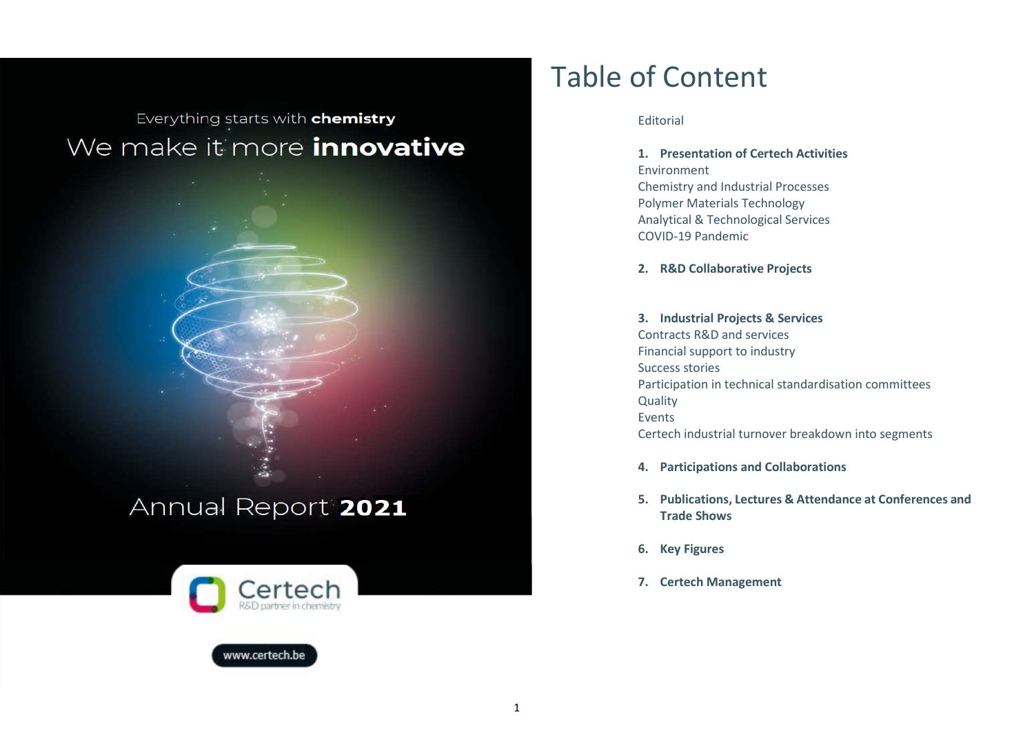Everything starts with **chemistry**

We make it more **innovative**

Annual Report **2021**

Certech

R&D partner in chemistry

www.certech.be

# Table of Content

Editorial

1. **Presentation of Certech Activities**

Environment
Chemistry and Industrial Processes
Polymer Materials Technology
Analytical & Technological Services
COVID-19 Pandemic

2. **R&D Collaborative Projects**

3. **Industrial Projects & Services**

Contracts R&D and services
Financial support to industry
Success stories
Participation in technical standardisation committees
Quality
Events
Certech industrial turnover breakdown into segments

4. **Participations and Collaborations**

5. **Publications, Lectures & Attendance at Conferences and Trade Shows**

6. **Key Figures**

7. **Certech Management**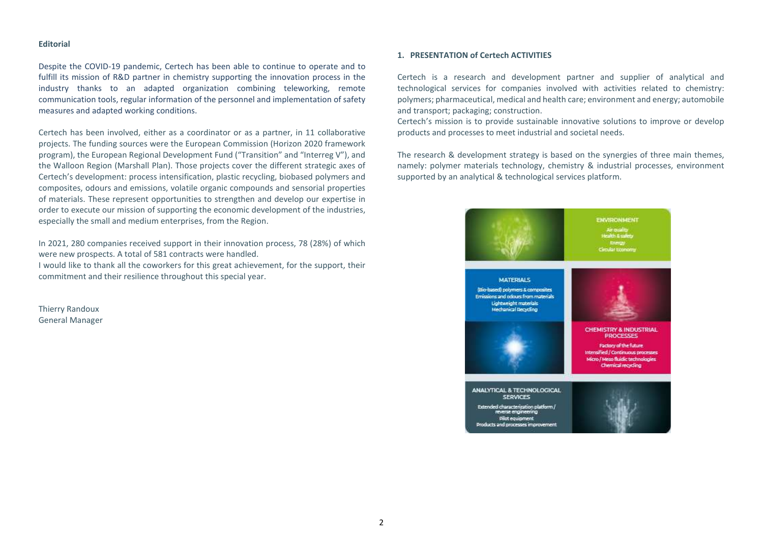**Editorial**

Despite the COVID-19 pandemic, Certech has been able to continue to operate and to fulfill its mission of R&D partner in chemistry supporting the innovation process in the industry thanks to an adapted organization combining teleworking, remote communication tools, regular information of the personnel and implementation of safety measures and adapted working conditions.

Certech has been involved, either as a coordinator or as a partner, in 11 collaborative projects. The funding sources were the European Commission (Horizon 2020 framework program), the European Regional Development Fund ("Transition" and "Interreg V"), and the Walloon Region (Marshall Plan). Those projects cover the different strategic axes of Certech's development: process intensification, plastic recycling, biobased polymers and composites, odours and emissions, volatile organic compounds and sensorial properties of materials. These represent opportunities to strengthen and develop our expertise in order to execute our mission of supporting the economic development of the industries, especially the small and medium enterprises, from the Region.

In 2021, 280 companies received support in their innovation process, 78 (28%) of which were new prospects. A total of 581 contracts were handled.
I would like to thank all the coworkers for this great achievement, for the support, their commitment and their resilience throughout this special year.

Thierry Randoux
General Manager

## 1. PRESENTATION of Certech ACTIVITIES

Certech is a research and development partner and supplier of analytical and technological services for companies involved with activities related to chemistry: polymers; pharmaceutical, medical and health care; environment and energy; automobile and transport; packaging; construction.
Certech's mission is to provide sustainable innovative solutions to improve or develop products and processes to meet industrial and societal needs.

The research & development strategy is based on the synergies of three main themes, namely: polymer materials technology, chemistry & industrial processes, environment supported by an analytical & technological services platform.

**ENVIRONMENT**
Air quality
Health & safety
Energy
Circular Economy

**MATERIALS**
(Bio-based) polymers & composites
Emissions and odours from materials
Lightweight materials
Mechanical Recycling

**CHEMISTRY & INDUSTRIAL PROCESSES**
Factory of the future
Intensified / Continuous processes
Micro / Meso fluidic technologies
Chemical recycling

**ANALYTICAL & TECHNOLOGICAL SERVICES**
Extended characterization platform / reverse engineering
Pilot equipment
Products and processes improvement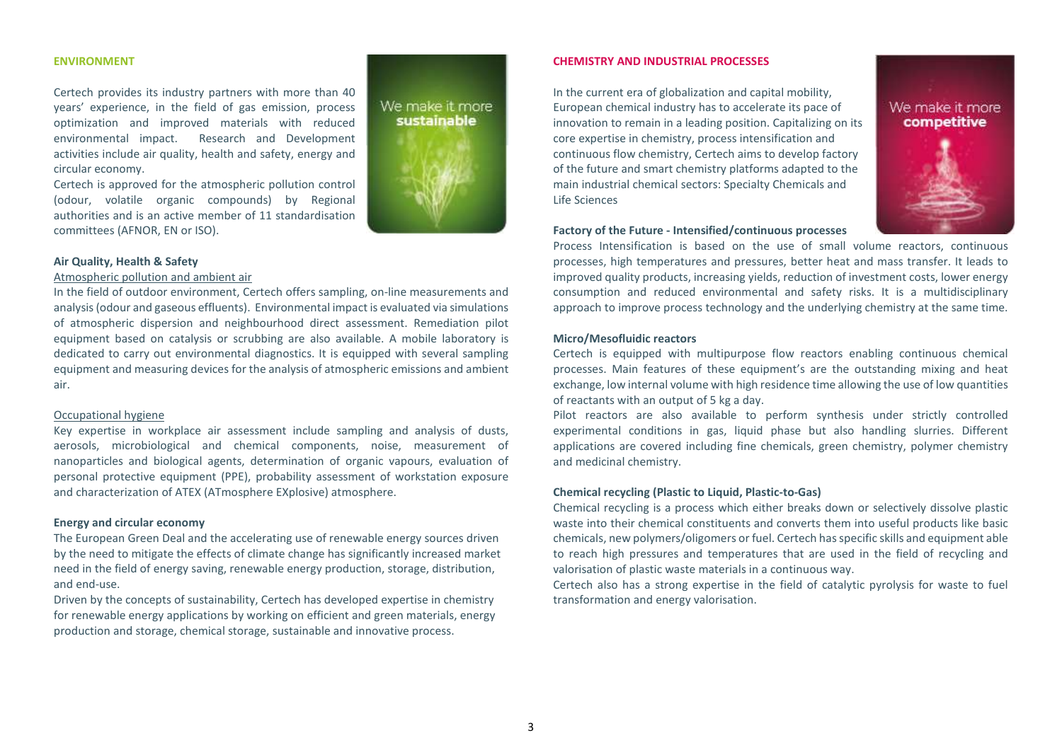## ENVIRONMENT

Certech provides its industry partners with more than 40 years' experience, in the field of gas emission, process optimization and improved materials with reduced environmental impact. Research and Development activities include air quality, health and safety, energy and circular economy.

Certech is approved for the atmospheric pollution control (odour, volatile organic compounds) by Regional authorities and is an active member of 11 standardisation committees (AFNOR, EN or ISO).

We make it more **sustainable**

### Air Quality, Health & Safety

Atmospheric pollution and ambient air

In the field of outdoor environment, Certech offers sampling, on-line measurements and analysis (odour and gaseous effluents). Environmental impact is evaluated via simulations of atmospheric dispersion and neighbourhood direct assessment. Remediation pilot equipment based on catalysis or scrubbing are also available. A mobile laboratory is dedicated to carry out environmental diagnostics. It is equipped with several sampling equipment and measuring devices for the analysis of atmospheric emissions and ambient air.

Occupational hygiene

Key expertise in workplace air assessment include sampling and analysis of dusts, aerosols, microbiological and chemical components, noise, measurement of nanoparticles and biological agents, determination of organic vapours, evaluation of personal protective equipment (PPE), probability assessment of workstation exposure and characterization of ATEX (ATmosphere EXplosive) atmosphere.

### Energy and circular economy

The European Green Deal and the accelerating use of renewable energy sources driven by the need to mitigate the effects of climate change has significantly increased market need in the field of energy saving, renewable energy production, storage, distribution, and end-use.

Driven by the concepts of sustainability, Certech has developed expertise in chemistry for renewable energy applications by working on efficient and green materials, energy production and storage, chemical storage, sustainable and innovative process.

## CHEMISTRY AND INDUSTRIAL PROCESSES

In the current era of globalization and capital mobility, European chemical industry has to accelerate its pace of innovation to remain in a leading position. Capitalizing on its core expertise in chemistry, process intensification and continuous flow chemistry, Certech aims to develop factory of the future and smart chemistry platforms adapted to the main industrial chemical sectors: Specialty Chemicals and Life Sciences

We make it more **competitive**

### Factory of the Future - Intensified/continuous processes

Process Intensification is based on the use of small volume reactors, continuous processes, high temperatures and pressures, better heat and mass transfer. It leads to improved quality products, increasing yields, reduction of investment costs, lower energy consumption and reduced environmental and safety risks. It is a multidisciplinary approach to improve process technology and the underlying chemistry at the same time.

### Micro/Mesofluidic reactors

Certech is equipped with multipurpose flow reactors enabling continuous chemical processes. Main features of these equipment's are the outstanding mixing and heat exchange, low internal volume with high residence time allowing the use of low quantities of reactants with an output of 5 kg a day.

Pilot reactors are also available to perform synthesis under strictly controlled experimental conditions in gas, liquid phase but also handling slurries. Different applications are covered including fine chemicals, green chemistry, polymer chemistry and medicinal chemistry.

### Chemical recycling (Plastic to Liquid, Plastic-to-Gas)

Chemical recycling is a process which either breaks down or selectively dissolve plastic waste into their chemical constituents and converts them into useful products like basic chemicals, new polymers/oligomers or fuel. Certech has specific skills and equipment able to reach high pressures and temperatures that are used in the field of recycling and valorisation of plastic waste materials in a continuous way.

Certech also has a strong expertise in the field of catalytic pyrolysis for waste to fuel transformation and energy valorisation.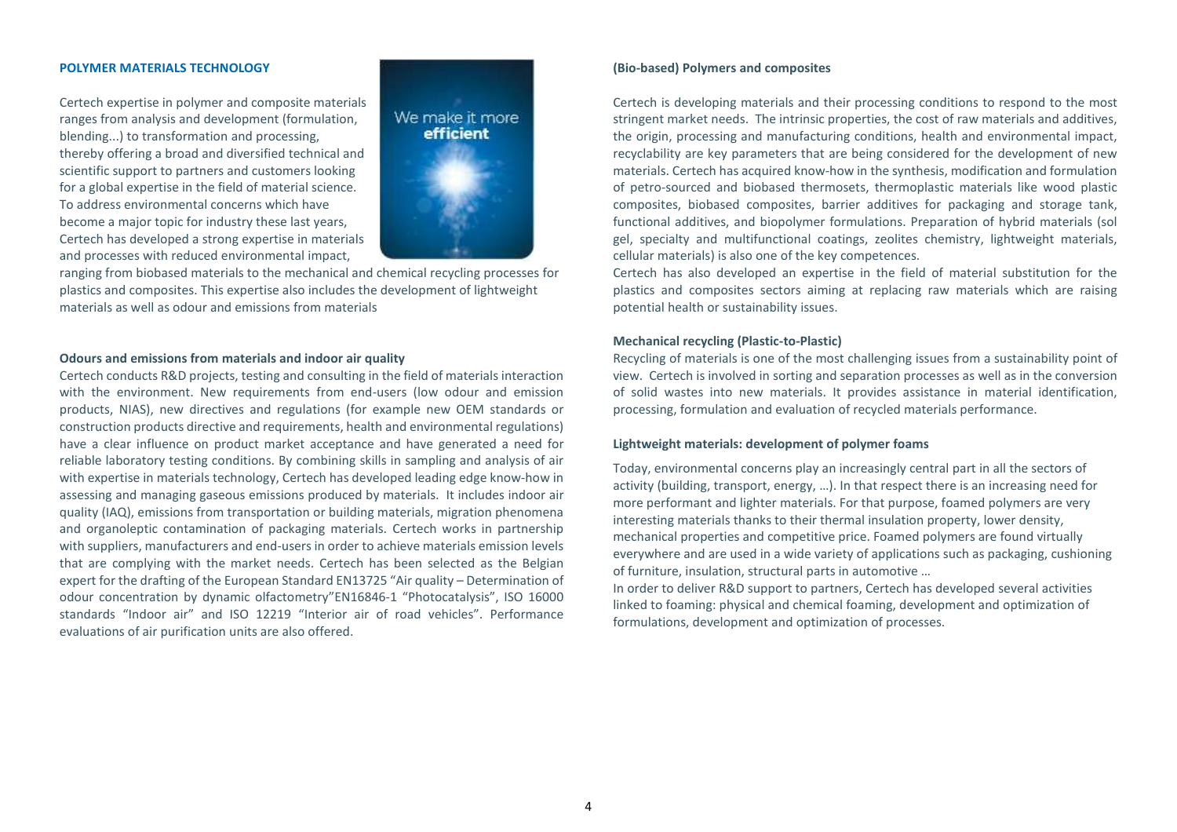## POLYMER MATERIALS TECHNOLOGY

Certech expertise in polymer and composite materials ranges from analysis and development (formulation, blending...) to transformation and processing, thereby offering a broad and diversified technical and scientific support to partners and customers looking for a global expertise in the field of material science. To address environmental concerns which have become a major topic for industry these last years, Certech has developed a strong expertise in materials and processes with reduced environmental impact, ranging from biobased materials to the mechanical and chemical recycling processes for plastics and composites. This expertise also includes the development of lightweight materials as well as odour and emissions from materials

### Odours and emissions from materials and indoor air quality

Certech conducts R&D projects, testing and consulting in the field of materials interaction with the environment. New requirements from end-users (low odour and emission products, NIAS), new directives and regulations (for example new OEM standards or construction products directive and requirements, health and environmental regulations) have a clear influence on product market acceptance and have generated a need for reliable laboratory testing conditions. By combining skills in sampling and analysis of air with expertise in materials technology, Certech has developed leading edge know-how in assessing and managing gaseous emissions produced by materials. It includes indoor air quality (IAQ), emissions from transportation or building materials, migration phenomena and organoleptic contamination of packaging materials. Certech works in partnership with suppliers, manufacturers and end-users in order to achieve materials emission levels that are complying with the market needs. Certech has been selected as the Belgian expert for the drafting of the European Standard EN13725 "Air quality – Determination of odour concentration by dynamic olfactometry"EN16846-1 "Photocatalysis", ISO 16000 standards "Indoor air" and ISO 12219 "Interior air of road vehicles". Performance evaluations of air purification units are also offered.

### (Bio-based) Polymers and composites

Certech is developing materials and their processing conditions to respond to the most stringent market needs. The intrinsic properties, the cost of raw materials and additives, the origin, processing and manufacturing conditions, health and environmental impact, recyclability are key parameters that are being considered for the development of new materials. Certech has acquired know-how in the synthesis, modification and formulation of petro-sourced and biobased thermosets, thermoplastic materials like wood plastic composites, biobased composites, barrier additives for packaging and storage tank, functional additives, and biopolymer formulations. Preparation of hybrid materials (sol gel, specialty and multifunctional coatings, zeolites chemistry, lightweight materials, cellular materials) is also one of the key competences.

Certech has also developed an expertise in the field of material substitution for the plastics and composites sectors aiming at replacing raw materials which are raising potential health or sustainability issues.

### Mechanical recycling (Plastic-to-Plastic)

Recycling of materials is one of the most challenging issues from a sustainability point of view. Certech is involved in sorting and separation processes as well as in the conversion of solid wastes into new materials. It provides assistance in material identification, processing, formulation and evaluation of recycled materials performance.

### Lightweight materials: development of polymer foams

Today, environmental concerns play an increasingly central part in all the sectors of activity (building, transport, energy, …). In that respect there is an increasing need for more performant and lighter materials. For that purpose, foamed polymers are very interesting materials thanks to their thermal insulation property, lower density, mechanical properties and competitive price. Foamed polymers are found virtually everywhere and are used in a wide variety of applications such as packaging, cushioning of furniture, insulation, structural parts in automotive …

In order to deliver R&D support to partners, Certech has developed several activities linked to foaming: physical and chemical foaming, development and optimization of formulations, development and optimization of processes.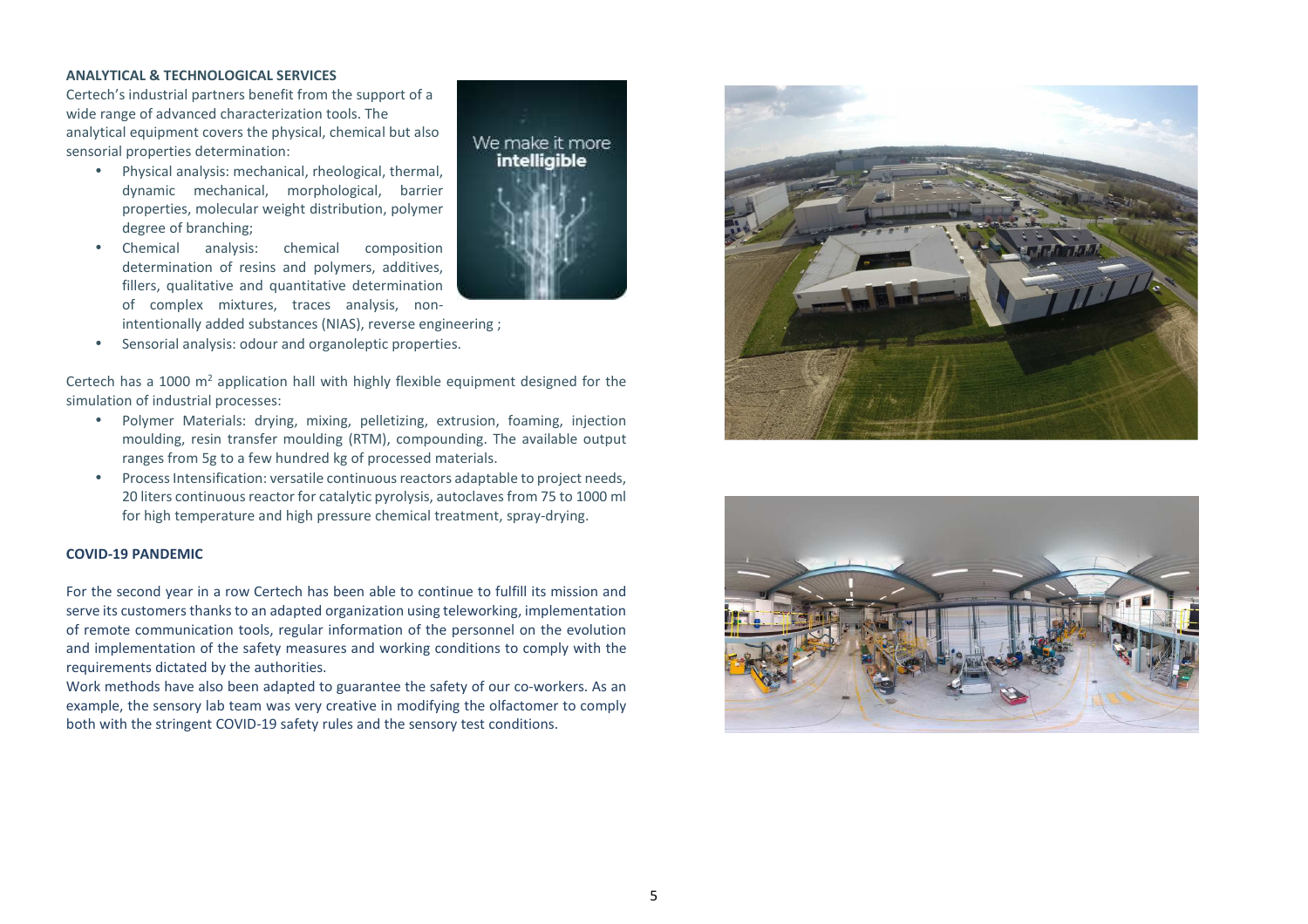## ANALYTICAL & TECHNOLOGICAL SERVICES

Certech's industrial partners benefit from the support of a wide range of advanced characterization tools. The analytical equipment covers the physical, chemical but also sensorial properties determination:

- Physical analysis: mechanical, rheological, thermal, dynamic mechanical, morphological, barrier properties, molecular weight distribution, polymer degree of branching;
- Chemical analysis: chemical composition determination of resins and polymers, additives, fillers, qualitative and quantitative determination of complex mixtures, traces analysis, non-intentionally added substances (NIAS), reverse engineering ;
- Sensorial analysis: odour and organoleptic properties.

Certech has a 1000 m$^2$ application hall with highly flexible equipment designed for the simulation of industrial processes:

- Polymer Materials: drying, mixing, pelletizing, extrusion, foaming, injection moulding, resin transfer moulding (RTM), compounding. The available output ranges from 5g to a few hundred kg of processed materials.
- Process Intensification: versatile continuous reactors adaptable to project needs, 20 liters continuous reactor for catalytic pyrolysis, autoclaves from 75 to 1000 ml for high temperature and high pressure chemical treatment, spray-drying.

## COVID-19 PANDEMIC

For the second year in a row Certech has been able to continue to fulfill its mission and serve its customers thanks to an adapted organization using teleworking, implementation of remote communication tools, regular information of the personnel on the evolution and implementation of the safety measures and working conditions to comply with the requirements dictated by the authorities.

Work methods have also been adapted to guarantee the safety of our co-workers. As an example, the sensory lab team was very creative in modifying the olfactomer to comply both with the stringent COVID-19 safety rules and the sensory test conditions.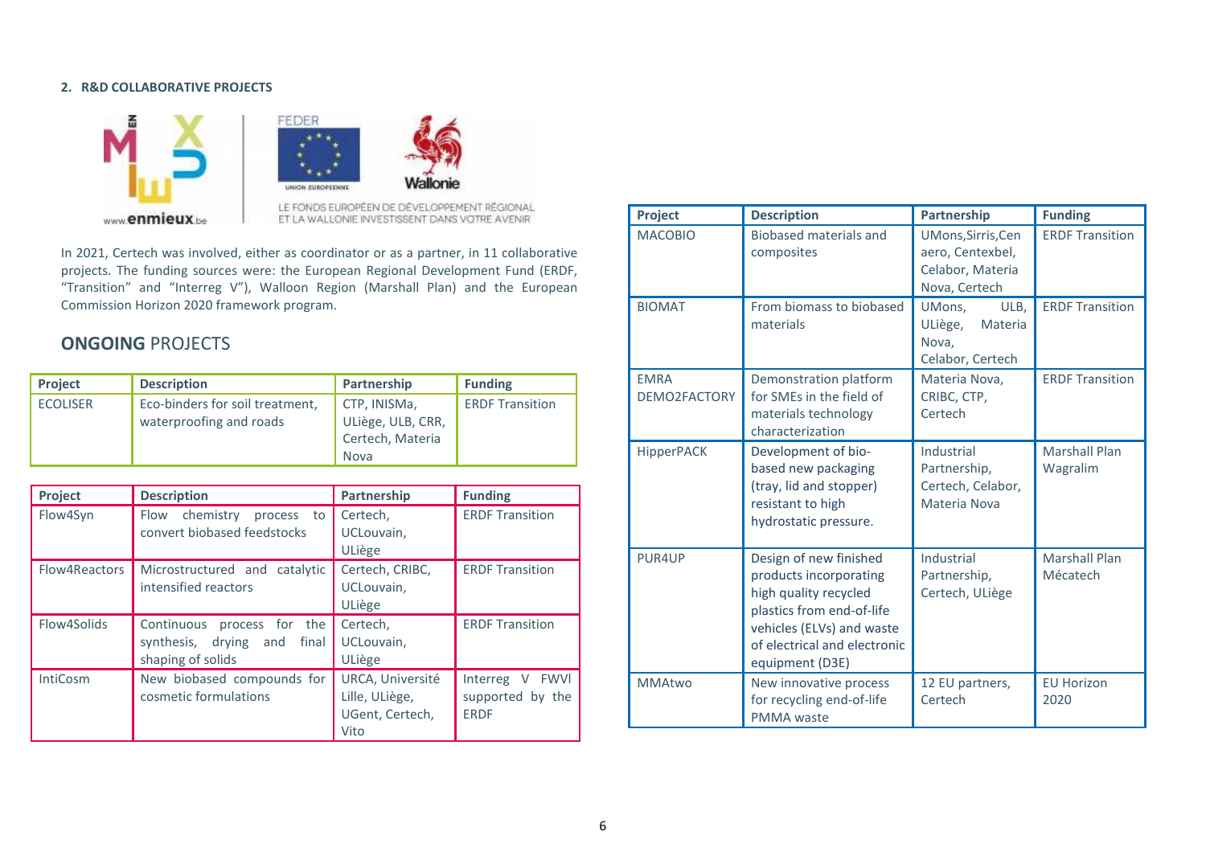## 2. R&D COLLABORATIVE PROJECTS

In 2021, Certech was involved, either as coordinator or as a partner, in 11 collaborative projects. The funding sources were: the European Regional Development Fund (ERDF, "Transition" and "Interreg V"), Walloon Region (Marshall Plan) and the European Commission Horizon 2020 framework program.

### ONGOING PROJECTS

| Project | Description | Partnership | Funding |
|---|---|---|---|
| ECOLISER | Eco-binders for soil treatment, waterproofing and roads | CTP, INISMa, ULiège, ULB, CRR, Certech, Materia Nova | ERDF Transition |

| Project | Description | Partnership | Funding |
|---|---|---|---|
| Flow4Syn | Flow chemistry process to convert biobased feedstocks | Certech, UCLouvain, ULiège | ERDF Transition |
| Flow4Reactors | Microstructured and catalytic intensified reactors | Certech, CRIBC, UCLouvain, ULiège | ERDF Transition |
| Flow4Solids | Continuous process for the synthesis, drying and final shaping of solids | Certech, UCLouvain, ULiège | ERDF Transition |
| IntiCosm | New biobased compounds for cosmetic formulations | URCA, Université Lille, ULiège, UGent, Certech, Vito | Interreg V FWVl supported by the ERDF |

| Project | Description | Partnership | Funding |
|---|---|---|---|
| MACOBIO | Biobased materials and composites | UMons, Sirris, Cenaero, Centexbel, Celabor, Materia Nova, Certech | ERDF Transition |
| BIOMAT | From biomass to biobased materials | UMons, ULB, ULiège, Materia Nova, Celabor, Certech | ERDF Transition |
| EMRA DEMO2FACTORY | Demonstration platform for SMEs in the field of materials technology characterization | Materia Nova, CRIBC, CTP, Certech | ERDF Transition |
| HipperPACK | Development of bio-based new packaging (tray, lid and stopper) resistant to high hydrostatic pressure. | Industrial Partnership, Certech, Celabor, Materia Nova | Marshall Plan Wagralim |
| PUR4UP | Design of new finished products incorporating high quality recycled plastics from end-of-life vehicles (ELVs) and waste of electrical and electronic equipment (D3E) | Industrial Partnership, Certech, ULiège | Marshall Plan Mécatech |
| MMAtwo | New innovative process for recycling end-of-life PMMA waste | 12 EU partners, Certech | EU Horizon 2020 |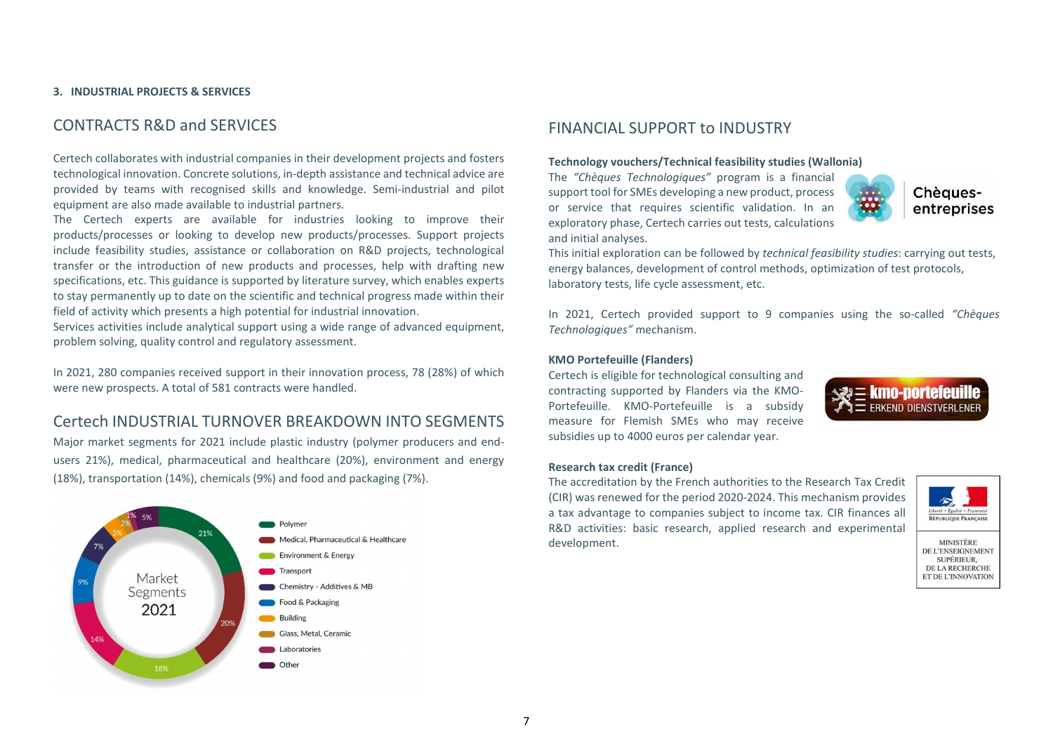### 3. INDUSTRIAL PROJECTS & SERVICES

## CONTRACTS R&D and SERVICES

Certech collaborates with industrial companies in their development projects and fosters technological innovation. Concrete solutions, in-depth assistance and technical advice are provided by teams with recognised skills and knowledge. Semi-industrial and pilot equipment are also made available to industrial partners.
The Certech experts are available for industries looking to improve their products/processes or looking to develop new products/processes. Support projects include feasibility studies, assistance or collaboration on R&D projects, technological transfer or the introduction of new products and processes, help with drafting new specifications, etc. This guidance is supported by literature survey, which enables experts to stay permanently up to date on the scientific and technical progress made within their field of activity which presents a high potential for industrial innovation.
Services activities include analytical support using a wide range of advanced equipment, problem solving, quality control and regulatory assessment.

In 2021, 280 companies received support in their innovation process, 78 (28%) of which were new prospects. A total of 581 contracts were handled.

## Certech INDUSTRIAL TURNOVER BREAKDOWN INTO SEGMENTS

Major market segments for 2021 include plastic industry (polymer producers and end-users 21%), medical, pharmaceutical and healthcare (20%), environment and energy (18%), transportation (14%), chemicals (9%) and food and packaging (7%).

Market Segments 2021

| Segment | Share |
|---|---|
| Polymer | 21% |
| Medical, Pharmaceutical & Healthcare | 20% |
| Environment & Energy | 18% |
| Transport | 14% |
| Chemistry - Additives & MB | 9% |
| Food & Packaging | 7% |
| Building | 3% |
| Glass, Metal, Ceramic | 2% |
| Laboratories | 1% |
| Other | 5% |

## FINANCIAL SUPPORT to INDUSTRY

**Technology vouchers/Technical feasibility studies (Wallonia)**

The *"Chèques Technologiques"* program is a financial support tool for SMEs developing a new product, process or service that requires scientific validation. In an exploratory phase, Certech carries out tests, calculations and initial analyses.

Chèques-entreprises

This initial exploration can be followed by *technical feasibility studies*: carrying out tests, energy balances, development of control methods, optimization of test protocols, laboratory tests, life cycle assessment, etc.

In 2021, Certech provided support to 9 companies using the so-called *"Chèques Technologiques"* mechanism.

**KMO Portefeuille (Flanders)**

Certech is eligible for technological consulting and contracting supported by Flanders via the KMO-Portefeuille. KMO-Portefeuille is a subsidy measure for Flemish SMEs who may receive subsidies up to 4000 euros per calendar year.

kmo-portefeuille ERKEND DIENSTVERLENER

**Research tax credit (France)**

The accreditation by the French authorities to the Research Tax Credit (CIR) was renewed for the period 2020-2024. This mechanism provides a tax advantage to companies subject to income tax. CIR finances all R&D activities: basic research, applied research and experimental development.

Liberté • Égalité • Fraternité
République Française
MINISTÈRE DE L'ENSEIGNEMENT SUPÉRIEUR, DE LA RECHERCHE ET DE L'INNOVATION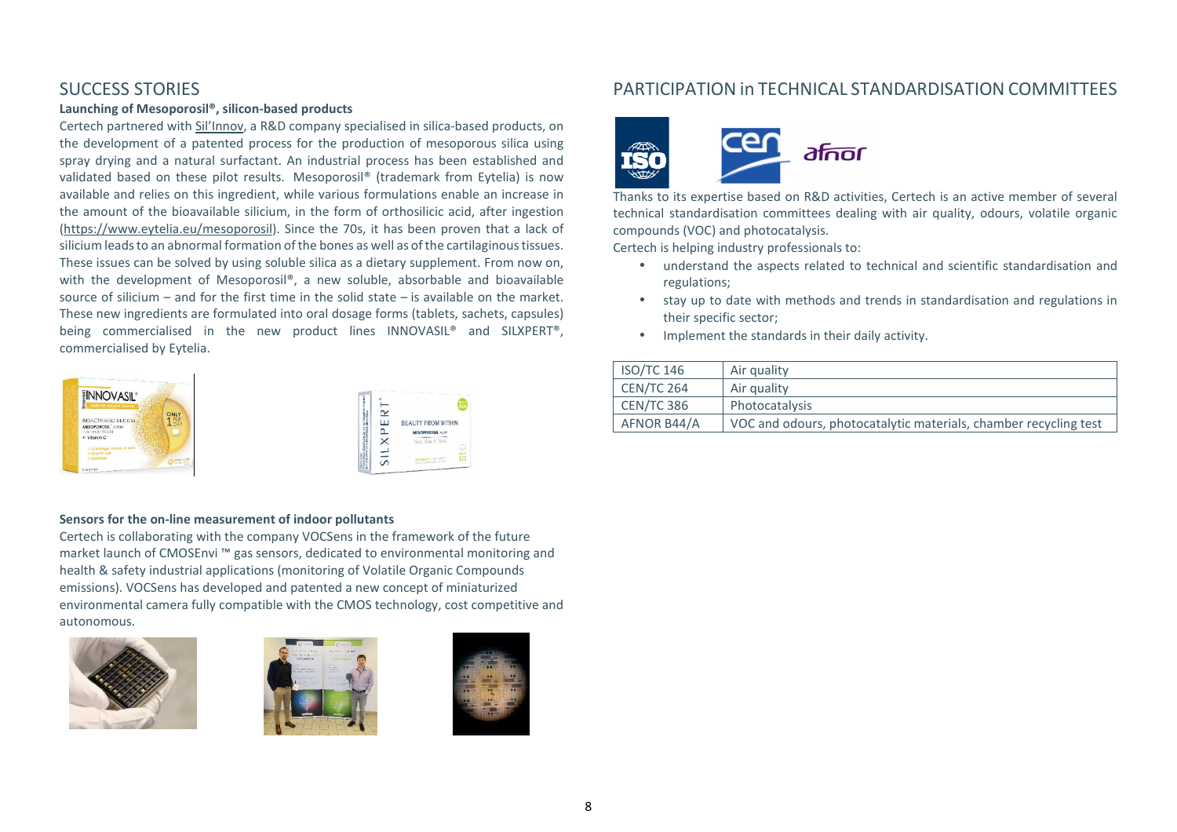## SUCCESS STORIES

**Launching of Mesoporosil®, silicon-based products**

Certech partnered with Sil'Innov, a R&D company specialised in silica-based products, on the development of a patented process for the production of mesoporous silica using spray drying and a natural surfactant. An industrial process has been established and validated based on these pilot results. Mesoporosil® (trademark from Eytelia) is now available and relies on this ingredient, while various formulations enable an increase in the amount of the bioavailable silicium, in the form of orthosilicic acid, after ingestion (https://www.eytelia.eu/mesoporosil). Since the 70s, it has been proven that a lack of silicium leads to an abnormal formation of the bones as well as of the cartilaginous tissues. These issues can be solved by using soluble silica as a dietary supplement. From now on, with the development of Mesoporosil®, a new soluble, absorbable and bioavailable source of silicium – and for the first time in the solid state – is available on the market. These new ingredients are formulated into oral dosage forms (tablets, sachets, capsules) being commercialised in the new product lines INNOVASIL® and SILXPERT®, commercialised by Eytelia.

**Sensors for the on-line measurement of indoor pollutants**

Certech is collaborating with the company VOCSens in the framework of the future market launch of CMOSEnvi ™ gas sensors, dedicated to environmental monitoring and health & safety industrial applications (monitoring of Volatile Organic Compounds emissions). VOCSens has developed and patented a new concept of miniaturized environmental camera fully compatible with the CMOS technology, cost competitive and autonomous.

## PARTICIPATION in TECHNICAL STANDARDISATION COMMITTEES

Thanks to its expertise based on R&D activities, Certech is an active member of several technical standardisation committees dealing with air quality, odours, volatile organic compounds (VOC) and photocatalysis.

Certech is helping industry professionals to:

- understand the aspects related to technical and scientific standardisation and regulations;
- stay up to date with methods and trends in standardisation and regulations in their specific sector;
- Implement the standards in their daily activity.

| | |
|---|---|
| ISO/TC 146 | Air quality |
| CEN/TC 264 | Air quality |
| CEN/TC 386 | Photocatalysis |
| AFNOR B44/A | VOC and odours, photocatalytic materials, chamber recycling test |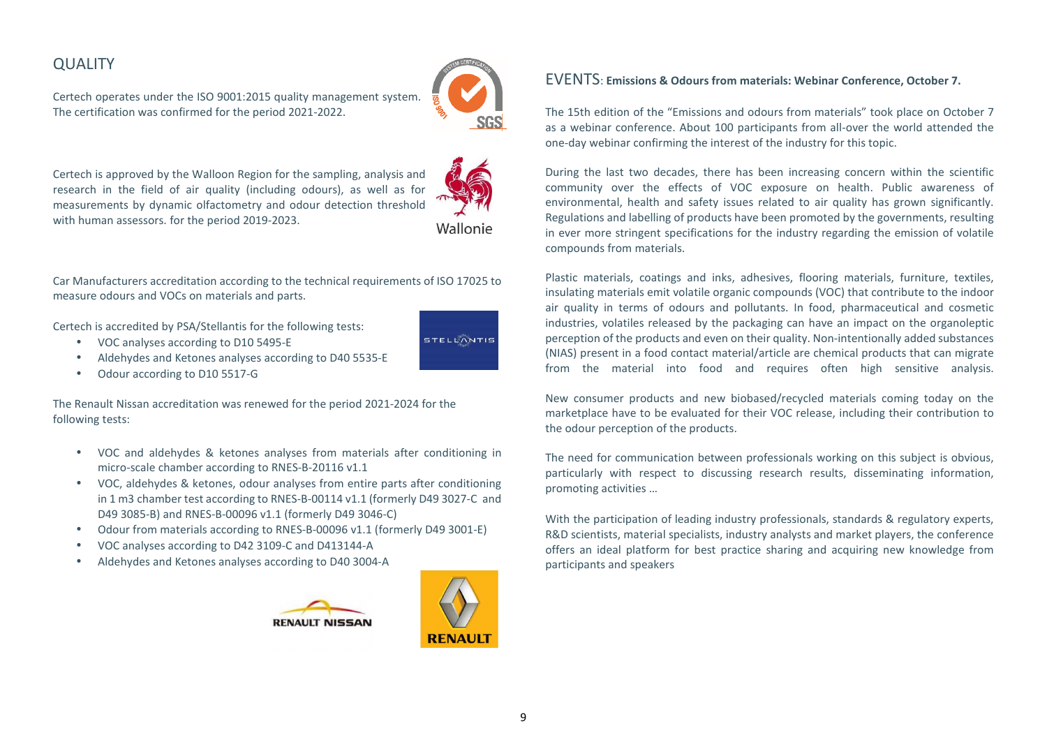## QUALITY

Certech operates under the ISO 9001:2015 quality management system. The certification was confirmed for the period 2021-2022.

Certech is approved by the Walloon Region for the sampling, analysis and research in the field of air quality (including odours), as well as for measurements by dynamic olfactometry and odour detection threshold with human assessors. for the period 2019-2023.

Car Manufacturers accreditation according to the technical requirements of ISO 17025 to measure odours and VOCs on materials and parts.

Certech is accredited by PSA/Stellantis for the following tests:

- VOC analyses according to D10 5495-E
- Aldehydes and Ketones analyses according to D40 5535-E
- Odour according to D10 5517-G

The Renault Nissan accreditation was renewed for the period 2021-2024 for the following tests:

- VOC and aldehydes & ketones analyses from materials after conditioning in micro-scale chamber according to RNES-B-20116 v1.1
- VOC, aldehydes & ketones, odour analyses from entire parts after conditioning in 1 m3 chamber test according to RNES-B-00114 v1.1 (formerly D49 3027-C and D49 3085-B) and RNES-B-00096 v1.1 (formerly D49 3046-C)
- Odour from materials according to RNES-B-00096 v1.1 (formerly D49 3001-E)
- VOC analyses according to D42 3109-C and D413144-A
- Aldehydes and Ketones analyses according to D40 3004-A

## EVENTS: **Emissions & Odours from materials: Webinar Conference, October 7.**

The 15th edition of the "Emissions and odours from materials" took place on October 7 as a webinar conference. About 100 participants from all-over the world attended the one-day webinar confirming the interest of the industry for this topic.

During the last two decades, there has been increasing concern within the scientific community over the effects of VOC exposure on health. Public awareness of environmental, health and safety issues related to air quality has grown significantly. Regulations and labelling of products have been promoted by the governments, resulting in ever more stringent specifications for the industry regarding the emission of volatile compounds from materials.

Plastic materials, coatings and inks, adhesives, flooring materials, furniture, textiles, insulating materials emit volatile organic compounds (VOC) that contribute to the indoor air quality in terms of odours and pollutants. In food, pharmaceutical and cosmetic industries, volatiles released by the packaging can have an impact on the organoleptic perception of the products and even on their quality. Non-intentionally added substances (NIAS) present in a food contact material/article are chemical products that can migrate from the material into food and requires often high sensitive analysis.

New consumer products and new biobased/recycled materials coming today on the marketplace have to be evaluated for their VOC release, including their contribution to the odour perception of the products.

The need for communication between professionals working on this subject is obvious, particularly with respect to discussing research results, disseminating information, promoting activities …

With the participation of leading industry professionals, standards & regulatory experts, R&D scientists, material specialists, industry analysts and market players, the conference offers an ideal platform for best practice sharing and acquiring new knowledge from participants and speakers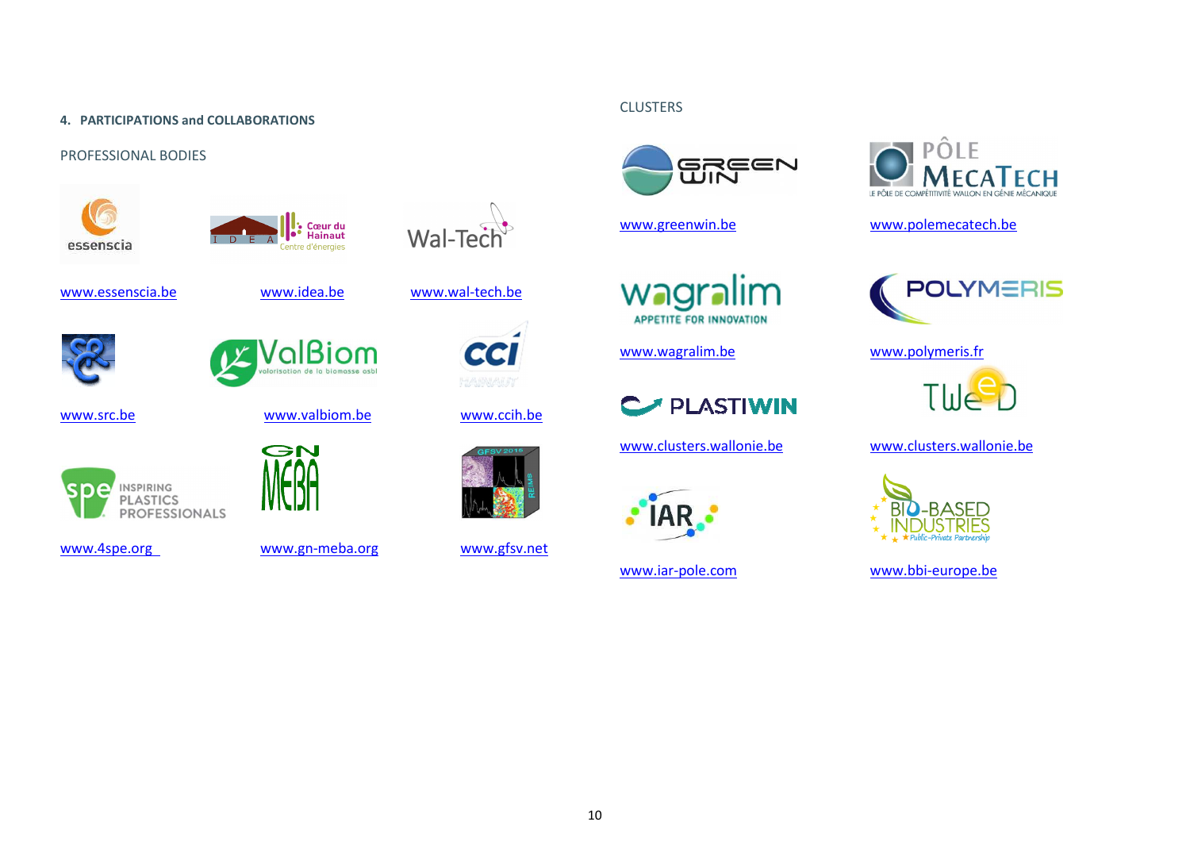## 4. PARTICIPATIONS and COLLABORATIONS

### PROFESSIONAL BODIES

www.essenscia.be

www.idea.be

www.wal-tech.be

www.src.be

www.valbiom.be

www.ccih.be

www.4spe.org

www.gn-meba.org

www.gfsv.net

### CLUSTERS

www.greenwin.be

www.polemecatech.be

www.wagralim.be

www.polymeris.fr

www.clusters.wallonie.be

www.clusters.wallonie.be

www.iar-pole.com

www.bbi-europe.be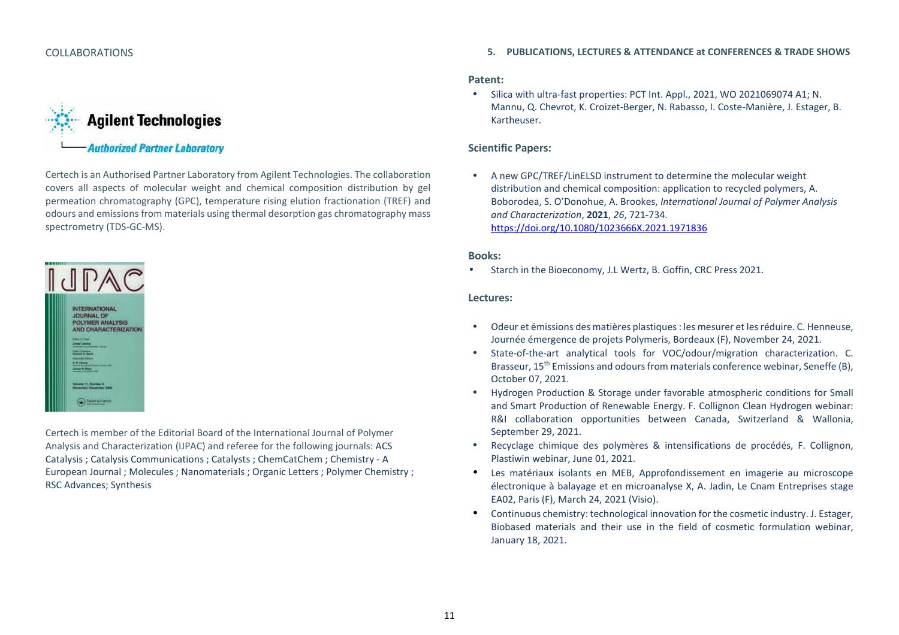COLLABORATIONS

Agilent Technologies

Authorized Partner Laboratory

Certech is an Authorised Partner Laboratory from Agilent Technologies. The collaboration covers all aspects of molecular weight and chemical composition distribution by gel permeation chromatography (GPC), temperature rising elution fractionation (TREF) and odours and emissions from materials using thermal desorption gas chromatography mass spectrometry (TDS-GC-MS).

Certech is member of the Editorial Board of the International Journal of Polymer Analysis and Characterization (IJPAC) and referee for the following journals: ACS Catalysis ; Catalysis Communications ; Catalysts ; ChemCatChem ; Chemistry - A European Journal ; Molecules ; Nanomaterials ; Organic Letters ; Polymer Chemistry ; RSC Advances; Synthesis

## 5. PUBLICATIONS, LECTURES & ATTENDANCE at CONFERENCES & TRADE SHOWS

### Patent:

- Silica with ultra-fast properties: PCT Int. Appl., 2021, WO 2021069074 A1; N. Mannu, Q. Chevrot, K. Croizet-Berger, N. Rabasso, I. Coste-Manière, J. Estager, B. Kartheuser.

### Scientific Papers:

- A new GPC/TREF/LinELSD instrument to determine the molecular weight distribution and chemical composition: application to recycled polymers, A. Boborodea, S. O'Donohue, A. Brookes, *International Journal of Polymer Analysis and Characterization*, **2021**, *26*, 721-734. https://doi.org/10.1080/1023666X.2021.1971836

### Books:

- Starch in the Bioeconomy, J.L Wertz, B. Goffin, CRC Press 2021.

### Lectures:

- Odeur et émissions des matières plastiques : les mesurer et les réduire. C. Henneuse, Journée émergence de projets Polymeris, Bordeaux (F), November 24, 2021.
- State-of-the-art analytical tools for VOC/odour/migration characterization. C. Brasseur, 15th Emissions and odours from materials conference webinar, Seneffe (B), October 07, 2021.
- Hydrogen Production & Storage under favorable atmospheric conditions for Small and Smart Production of Renewable Energy. F. Collignon Clean Hydrogen webinar: R&I collaboration opportunities between Canada, Switzerland & Wallonia, September 29, 2021.
- Recyclage chimique des polymères & intensifications de procédés, F. Collignon, Plastiwin webinar, June 01, 2021.
- Les matériaux isolants en MEB, Approfondissement en imagerie au microscope électronique à balayage et en microanalyse X, A. Jadin, Le Cnam Entreprises stage EA02, Paris (F), March 24, 2021 (Visio).
- Continuous chemistry: technological innovation for the cosmetic industry. J. Estager, Biobased materials and their use in the field of cosmetic formulation webinar, January 18, 2021.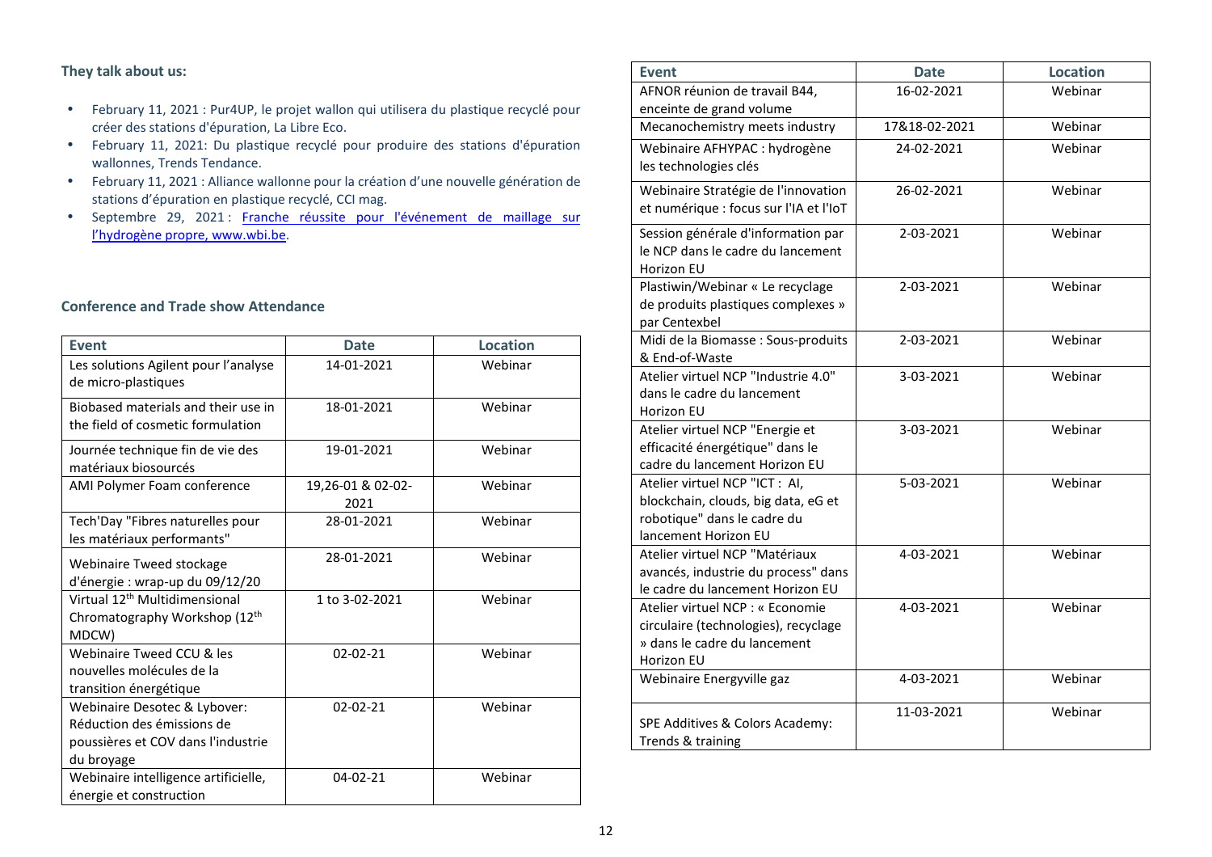### They talk about us:

- February 11, 2021 : Pur4UP, le projet wallon qui utilisera du plastique recyclé pour créer des stations d'épuration, La Libre Eco.
- February 11, 2021: Du plastique recyclé pour produire des stations d'épuration wallonnes, Trends Tendance.
- February 11, 2021 : Alliance wallonne pour la création d'une nouvelle génération de stations d'épuration en plastique recyclé, CCI mag.
- Septembre 29, 2021 : Franche réussite pour l'événement de maillage sur l'hydrogène propre, www.wbi.be.

### Conference and Trade show Attendance

| Event | Date | Location |
|---|---|---|
| Les solutions Agilent pour l'analyse de micro-plastiques | 14-01-2021 | Webinar |
| Biobased materials and their use in the field of cosmetic formulation | 18-01-2021 | Webinar |
| Journée technique fin de vie des matériaux biosourcés | 19-01-2021 | Webinar |
| AMI Polymer Foam conference | 19,26-01 & 02-02-2021 | Webinar |
| Tech'Day "Fibres naturelles pour les matériaux performants" | 28-01-2021 | Webinar |
| Webinaire Tweed stockage d'énergie : wrap-up du 09/12/20 | 28-01-2021 | Webinar |
| Virtual 12th Multidimensional Chromatography Workshop (12th MDCW) | 1 to 3-02-2021 | Webinar |
| Webinaire Tweed CCU & les nouvelles molécules de la transition énergétique | 02-02-21 | Webinar |
| Webinaire Desotec & Lybover: Réduction des émissions de poussières et COV dans l'industrie du broyage | 02-02-21 | Webinar |
| Webinaire intelligence artificielle, énergie et construction | 04-02-21 | Webinar |
| AFNOR réunion de travail B44, enceinte de grand volume | 16-02-2021 | Webinar |
| Mecanochemistry meets industry | 17&18-02-2021 | Webinar |
| Webinaire AFHYPAC : hydrogène les technologies clés | 24-02-2021 | Webinar |
| Webinaire Stratégie de l'innovation et numérique : focus sur l'IA et l'IoT | 26-02-2021 | Webinar |
| Session générale d'information par le NCP dans le cadre du lancement Horizon EU | 2-03-2021 | Webinar |
| Plastiwin/Webinar « Le recyclage de produits plastiques complexes » par Centexbel | 2-03-2021 | Webinar |
| Midi de la Biomasse : Sous-produits & End-of-Waste | 2-03-2021 | Webinar |
| Atelier virtuel NCP "Industrie 4.0" dans le cadre du lancement Horizon EU | 3-03-2021 | Webinar |
| Atelier virtuel NCP "Energie et efficacité énergétique" dans le cadre du lancement Horizon EU | 3-03-2021 | Webinar |
| Atelier virtuel NCP "ICT : AI, blockchain, clouds, big data, eG et robotique" dans le cadre du lancement Horizon EU | 5-03-2021 | Webinar |
| Atelier virtuel NCP "Matériaux avancés, industrie du process" dans le cadre du lancement Horizon EU | 4-03-2021 | Webinar |
| Atelier virtuel NCP : « Economie circulaire (technologies), recyclage » dans le cadre du lancement Horizon EU | 4-03-2021 | Webinar |
| Webinaire Energyville gaz | 4-03-2021 | Webinar |
| SPE Additives & Colors Academy: Trends & training | 11-03-2021 | Webinar |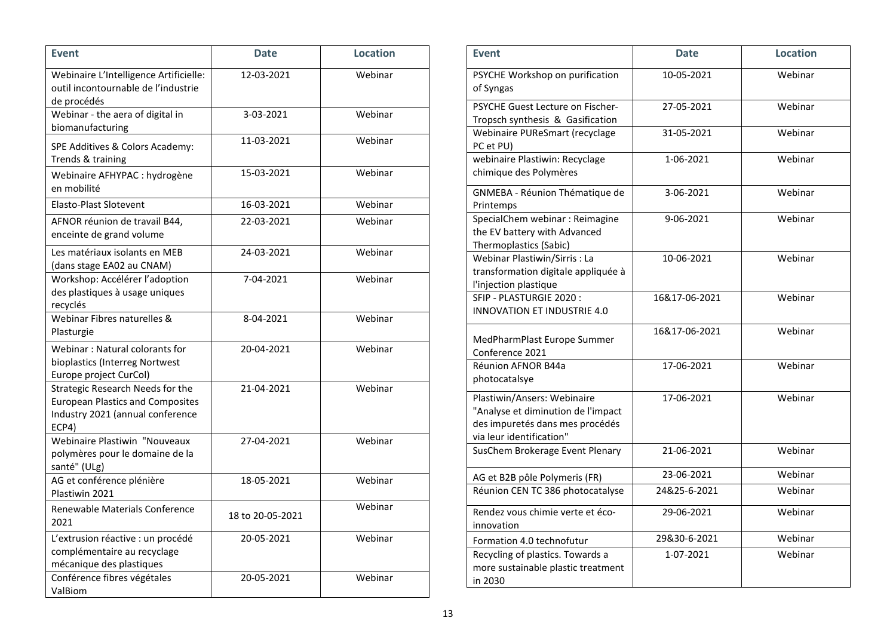| Event | Date | Location |
|---|---|---|
| Webinaire L'Intelligence Artificielle: outil incontournable de l'industrie de procédés | 12-03-2021 | Webinar |
| Webinar - the aera of digital in biomanufacturing | 3-03-2021 | Webinar |
| SPE Additives & Colors Academy: Trends & training | 11-03-2021 | Webinar |
| Webinaire AFHYPAC : hydrogène en mobilité | 15-03-2021 | Webinar |
| Elasto-Plast Slotevent | 16-03-2021 | Webinar |
| AFNOR réunion de travail B44, enceinte de grand volume | 22-03-2021 | Webinar |
| Les matériaux isolants en MEB (dans stage EA02 au CNAM) | 24-03-2021 | Webinar |
| Workshop: Accélérer l'adoption des plastiques à usage uniques recyclés | 7-04-2021 | Webinar |
| Webinar Fibres naturelles & Plasturgie | 8-04-2021 | Webinar |
| Webinar : Natural colorants for bioplastics (Interreg Nortwest Europe project CurCol) | 20-04-2021 | Webinar |
| Strategic Research Needs for the European Plastics and Composites Industry 2021 (annual conference ECP4) | 21-04-2021 | Webinar |
| Webinaire Plastiwin "Nouveaux polymères pour le domaine de la santé" (ULg) | 27-04-2021 | Webinar |
| AG et conférence plénière Plastiwin 2021 | 18-05-2021 | Webinar |
| Renewable Materials Conference 2021 | 18 to 20-05-2021 | Webinar |
| L'extrusion réactive : un procédé complémentaire au recyclage mécanique des plastiques | 20-05-2021 | Webinar |
| Conférence fibres végétales ValBiom | 20-05-2021 | Webinar |
| PSYCHE Workshop on purification of Syngas | 10-05-2021 | Webinar |
| PSYCHE Guest Lecture on Fischer-Tropsch synthesis & Gasification | 27-05-2021 | Webinar |
| Webinaire PUReSmart (recyclage PC et PU) | 31-05-2021 | Webinar |
| webinaire Plastiwin: Recyclage chimique des Polymères | 1-06-2021 | Webinar |
| GNMEBA - Réunion Thématique de Printemps | 3-06-2021 | Webinar |
| SpecialChem webinar : Reimagine the EV battery with Advanced Thermoplastics (Sabic) | 9-06-2021 | Webinar |
| Webinar Plastiwin/Sirris : La transformation digitale appliquée à l'injection plastique | 10-06-2021 | Webinar |
| SFIP - PLASTURGIE 2020 : INNOVATION ET INDUSTRIE 4.0 | 16&17-06-2021 | Webinar |
| MedPharmPlast Europe Summer Conference 2021 | 16&17-06-2021 | Webinar |
| Réunion AFNOR B44a photocatalsye | 17-06-2021 | Webinar |
| Plastiwin/Ansers: Webinaire "Analyse et diminution de l'impact des impuretés dans mes procédés via leur identification" | 17-06-2021 | Webinar |
| SusChem Brokerage Event Plenary | 21-06-2021 | Webinar |
| AG et B2B pôle Polymeris (FR) | 23-06-2021 | Webinar |
| Réunion CEN TC 386 photocatalyse | 24&25-6-2021 | Webinar |
| Rendez vous chimie verte et éco-innovation | 29-06-2021 | Webinar |
| Formation 4.0 technofutur | 29&30-6-2021 | Webinar |
| Recycling of plastics. Towards a more sustainable plastic treatment in 2030 | 1-07-2021 | Webinar |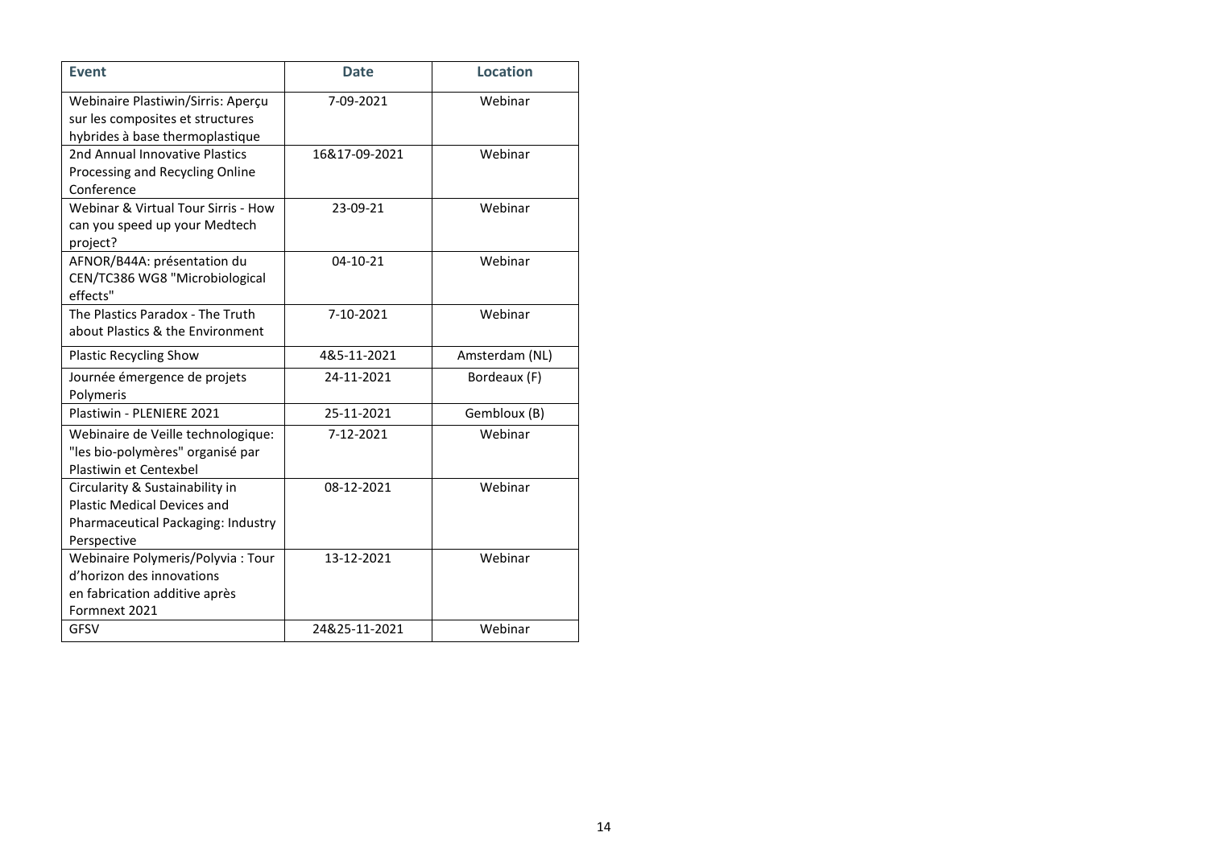| Event | Date | Location |
| --- | --- | --- |
| Webinaire Plastiwin/Sirris: Aperçu sur les composites et structures hybrides à base thermoplastique | 7-09-2021 | Webinar |
| 2nd Annual Innovative Plastics Processing and Recycling Online Conference | 16&17-09-2021 | Webinar |
| Webinar & Virtual Tour Sirris - How can you speed up your Medtech project? | 23-09-21 | Webinar |
| AFNOR/B44A: présentation du CEN/TC386 WG8 "Microbiological effects" | 04-10-21 | Webinar |
| The Plastics Paradox - The Truth about Plastics & the Environment | 7-10-2021 | Webinar |
| Plastic Recycling Show | 4&5-11-2021 | Amsterdam (NL) |
| Journée émergence de projets Polymeris | 24-11-2021 | Bordeaux (F) |
| Plastiwin - PLENIERE 2021 | 25-11-2021 | Gembloux (B) |
| Webinaire de Veille technologique: "les bio-polymères" organisé par Plastiwin et Centexbel | 7-12-2021 | Webinar |
| Circularity & Sustainability in Plastic Medical Devices and Pharmaceutical Packaging: Industry Perspective | 08-12-2021 | Webinar |
| Webinaire Polymeris/Polyvia : Tour d'horizon des innovations en fabrication additive après Formnext 2021 | 13-12-2021 | Webinar |
| GFSV | 24&25-11-2021 | Webinar |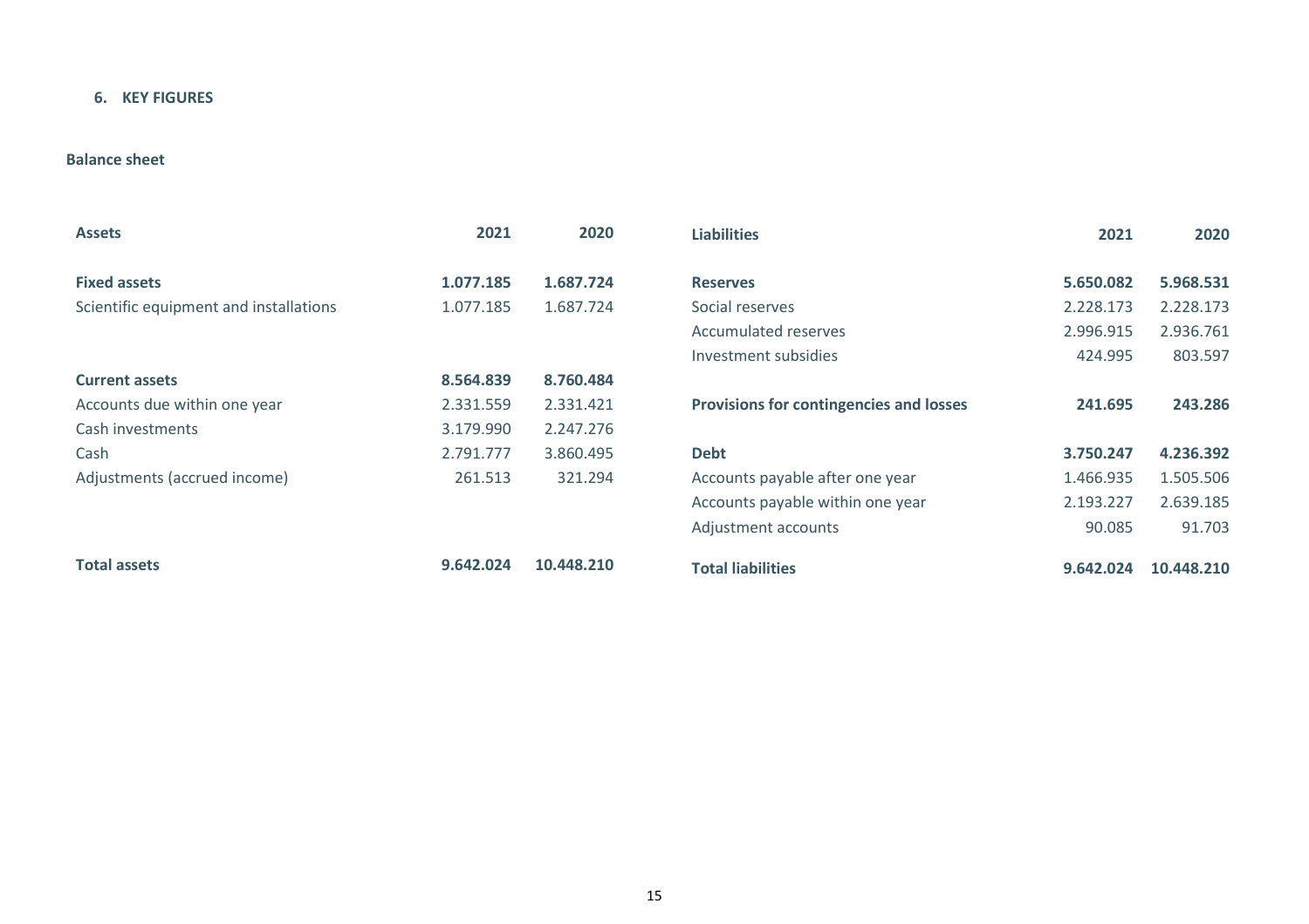### 6. KEY FIGURES

**Balance sheet**

| Assets | 2021 | 2020 |
|---|---|---|
| **Fixed assets** | **1.077.185** | **1.687.724** |
| Scientific equipment and installations | 1.077.185 | 1.687.724 |
| | | |
| **Current assets** | **8.564.839** | **8.760.484** |
| Accounts due within one year | 2.331.559 | 2.331.421 |
| Cash investments | 3.179.990 | 2.247.276 |
| Cash | 2.791.777 | 3.860.495 |
| Adjustments (accrued income) | 261.513 | 321.294 |
| | | |
| **Total assets** | **9.642.024** | **10.448.210** |

| Liabilities | 2021 | 2020 |
|---|---|---|
| **Reserves** | **5.650.082** | **5.968.531** |
| Social reserves | 2.228.173 | 2.228.173 |
| Accumulated reserves | 2.996.915 | 2.936.761 |
| Investment subsidies | 424.995 | 803.597 |
| | | |
| **Provisions for contingencies and losses** | **241.695** | **243.286** |
| | | |
| **Debt** | **3.750.247** | **4.236.392** |
| Accounts payable after one year | 1.466.935 | 1.505.506 |
| Accounts payable within one year | 2.193.227 | 2.639.185 |
| Adjustment accounts | 90.085 | 91.703 |
| | | |
| **Total liabilities** | **9.642.024** | **10.448.210** |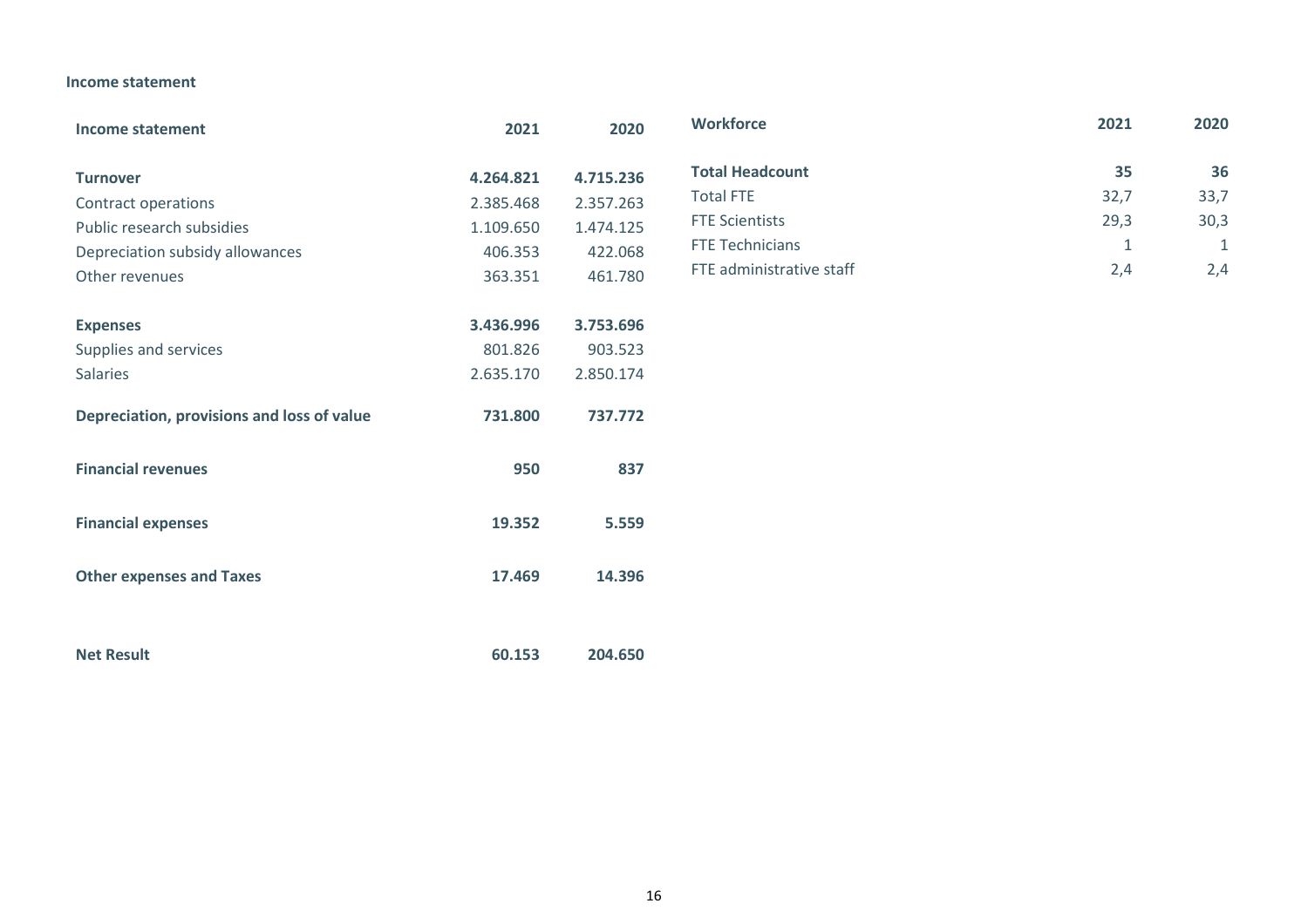**Income statement**

| **Income statement** | **2021** | **2020** |
|---|---|---|
| **Turnover** | **4.264.821** | **4.715.236** |
| Contract operations | 2.385.468 | 2.357.263 |
| Public research subsidies | 1.109.650 | 1.474.125 |
| Depreciation subsidy allowances | 406.353 | 422.068 |
| Other revenues | 363.351 | 461.780 |
| **Expenses** | **3.436.996** | **3.753.696** |
| Supplies and services | 801.826 | 903.523 |
| Salaries | 2.635.170 | 2.850.174 |
| **Depreciation, provisions and loss of value** | **731.800** | **737.772** |
| **Financial revenues** | **950** | **837** |
| **Financial expenses** | **19.352** | **5.559** |
| **Other expenses and Taxes** | **17.469** | **14.396** |
| **Net Result** | **60.153** | **204.650** |

| **Workforce** | **2021** | **2020** |
|---|---|---|
| **Total Headcount** | **35** | **36** |
| Total FTE | 32,7 | 33,7 |
| FTE Scientists | 29,3 | 30,3 |
| FTE Technicians | 1 | 1 |
| FTE administrative staff | 2,4 | 2,4 |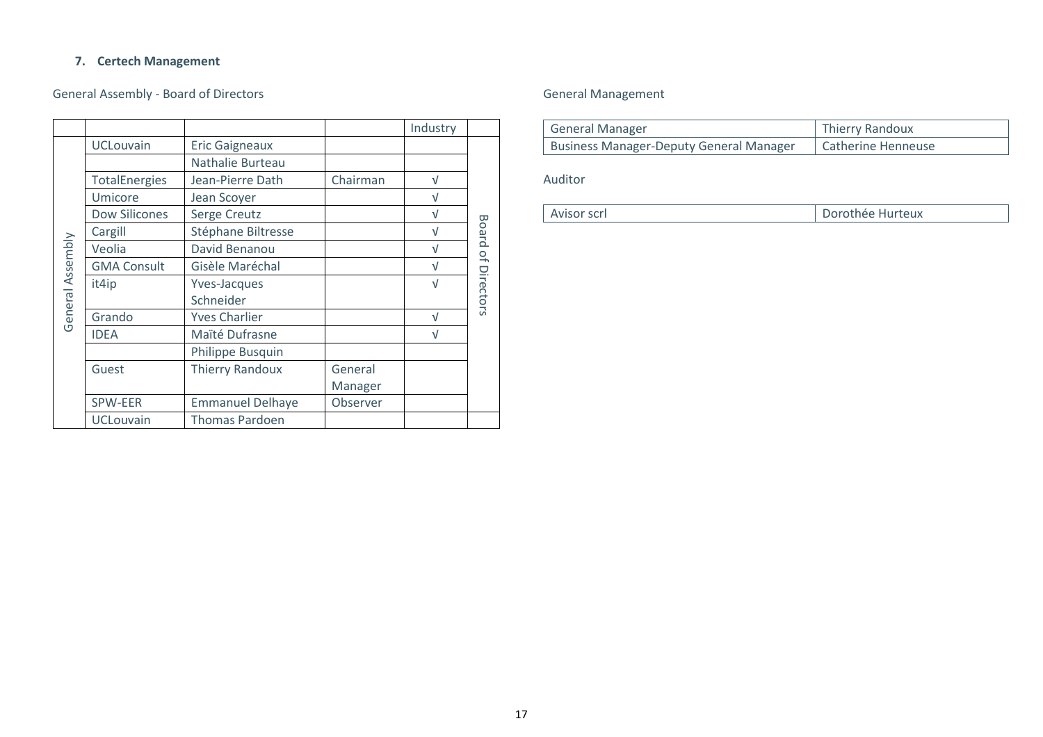**7. Certech Management**

General Assembly - Board of Directors

| | | | | Industry | |
|---|---|---|---|---|---|
| General Assembly | UCLouvain | Eric Gaigneaux | | | Board of Directors |
| | | Nathalie Burteau | | | |
| | TotalEnergies | Jean-Pierre Dath | Chairman | √ | |
| | Umicore | Jean Scoyer | | √ | |
| | Dow Silicones | Serge Creutz | | √ | |
| | Cargill | Stéphane Biltresse | | √ | |
| | Veolia | David Benanou | | √ | |
| | GMA Consult | Gisèle Maréchal | | √ | |
| | it4ip | Yves-Jacques Schneider | | √ | |
| | Grando | Yves Charlier | | √ | |
| | IDEA | Maïté Dufrasne | | √ | |
| | | Philippe Busquin | | | |
| | Guest | Thierry Randoux | General Manager | | |
| | SPW-EER | Emmanuel Delhaye | Observer | | |
| | UCLouvain | Thomas Pardoen | | | |

General Management

| | |
|---|---|
| General Manager | Thierry Randoux |
| Business Manager-Deputy General Manager | Catherine Henneuse |

Auditor

| | |
|---|---|
| Avisor scrl | Dorothée Hurteux |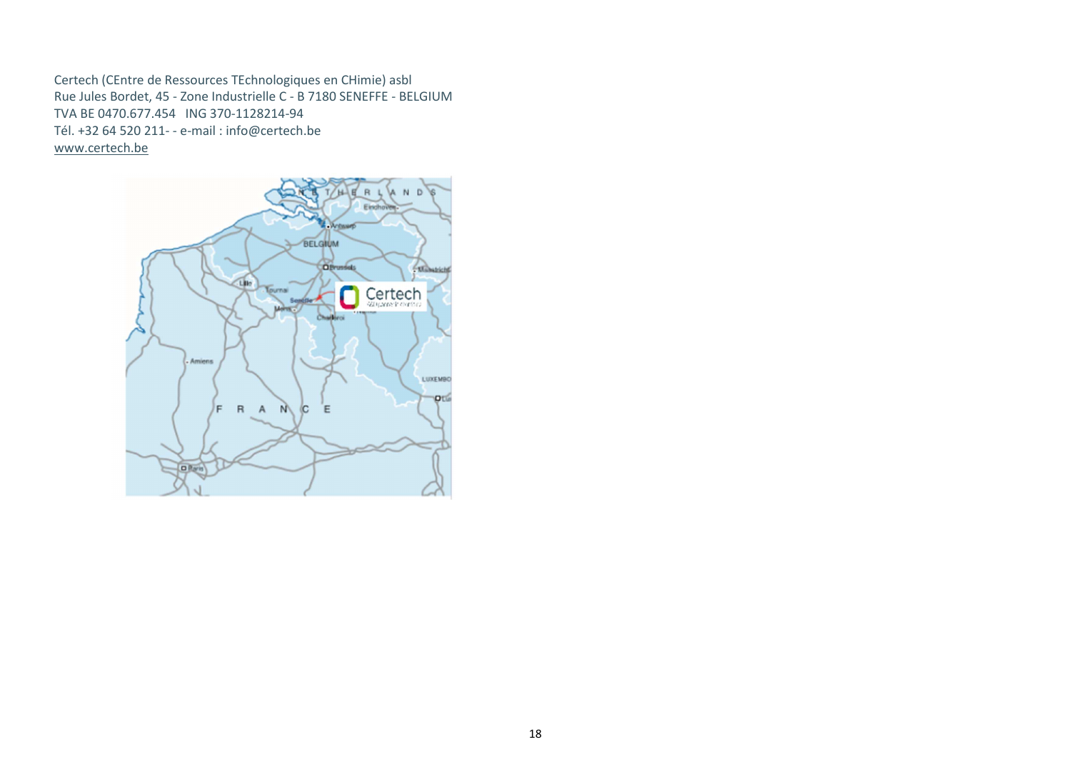Certech (CEntre de Ressources TEchnologiques en CHimie) asbl
Rue Jules Bordet, 45 - Zone Industrielle C - B 7180 SENEFFE - BELGIUM
TVA BE 0470.677.454   ING 370-1128214-94
Tél. +32 64 520 211- - e-mail : info@certech.be
www.certech.be